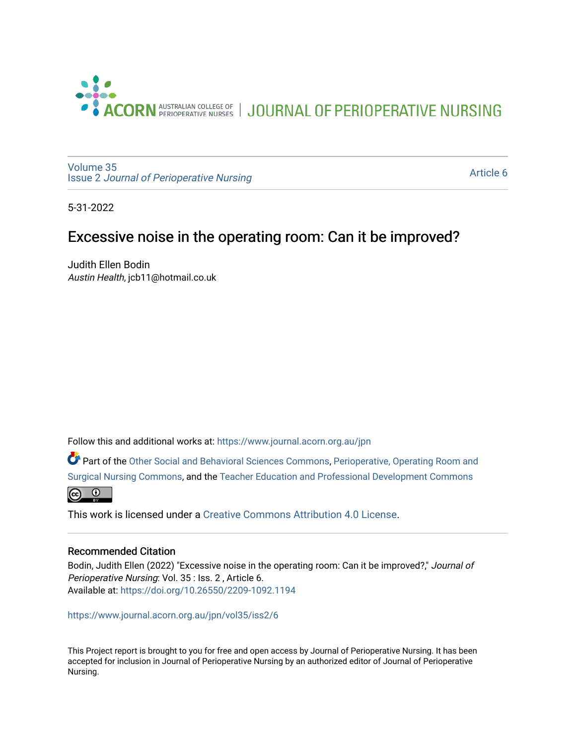ACORN AUSTRALIAN COLLEGE OF PERIOPERATIVE NURSES | JOURNAL OF PERIOPERATIVE NURSING

Volume 35
Issue 2 *Journal of Perioperative Nursing*

Article 6

5-31-2022

# Excessive noise in the operating room: Can it be improved?

Judith Ellen Bodin
*Austin Health*, jcb11@hotmail.co.uk

Follow this and additional works at: https://www.journal.acorn.org.au/jpn

Part of the Other Social and Behavioral Sciences Commons, Perioperative, Operating Room and Surgical Nursing Commons, and the Teacher Education and Professional Development Commons

This work is licensed under a Creative Commons Attribution 4.0 License.

### Recommended Citation

Bodin, Judith Ellen (2022) "Excessive noise in the operating room: Can it be improved?," *Journal of Perioperative Nursing*: Vol. 35 : Iss. 2 , Article 6.
Available at: https://doi.org/10.26550/2209-1092.1194

https://www.journal.acorn.org.au/jpn/vol35/iss2/6

This Project report is brought to you for free and open access by Journal of Perioperative Nursing. It has been accepted for inclusion in Journal of Perioperative Nursing by an authorized editor of Journal of Perioperative Nursing.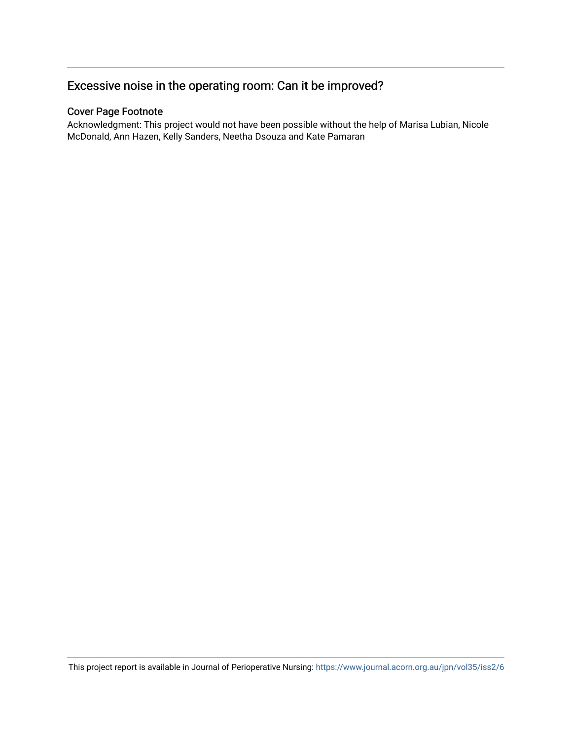## Excessive noise in the operating room: Can it be improved?

### Cover Page Footnote

Acknowledgment: This project would not have been possible without the help of Marisa Lubian, Nicole McDonald, Ann Hazen, Kelly Sanders, Neetha Dsouza and Kate Pamaran

This project report is available in Journal of Perioperative Nursing: https://www.journal.acorn.org.au/jpn/vol35/iss2/6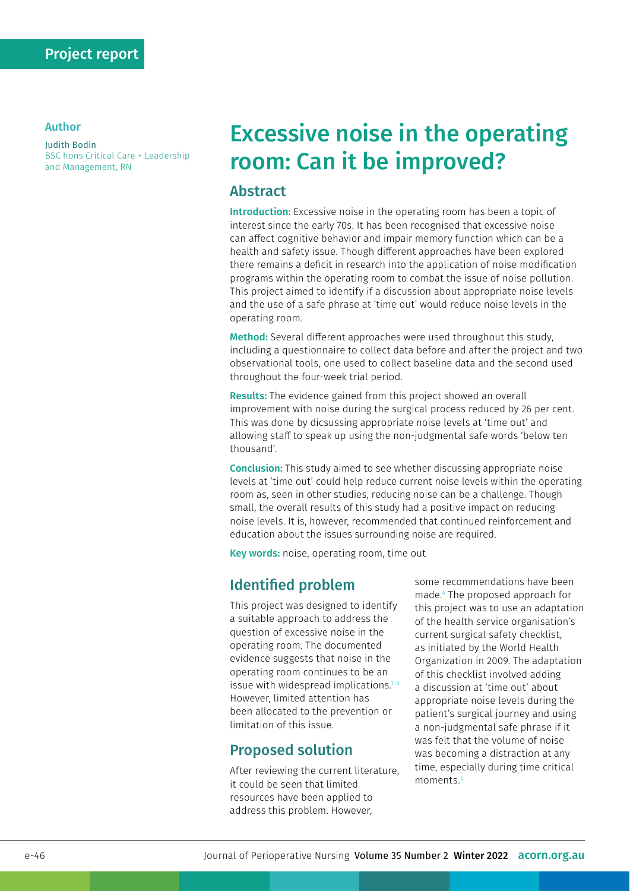Project report

**Author**

Judith Bodin
BSC hons Critical Care + Leadership and Management, RN

# Excessive noise in the operating room: Can it be improved?

## Abstract

**Introduction:** Excessive noise in the operating room has been a topic of interest since the early 70s. It has been recognised that excessive noise can affect cognitive behavior and impair memory function which can be a health and safety issue. Though different approaches have been explored there remains a deficit in research into the application of noise modification programs within the operating room to combat the issue of noise pollution. This project aimed to identify if a discussion about appropriate noise levels and the use of a safe phrase at 'time out' would reduce noise levels in the operating room.

**Method:** Several different approaches were used throughout this study, including a questionnaire to collect data before and after the project and two observational tools, one used to collect baseline data and the second used throughout the four-week trial period.

**Results:** The evidence gained from this project showed an overall improvement with noise during the surgical process reduced by 26 per cent. This was done by dicsussing appropriate noise levels at 'time out' and allowing staff to speak up using the non-judgmental safe words 'below ten thousand'.

**Conclusion:** This study aimed to see whether discussing appropriate noise levels at 'time out' could help reduce current noise levels within the operating room as, seen in other studies, reducing noise can be a challenge. Though small, the overall results of this study had a positive impact on reducing noise levels. It is, however, recommended that continued reinforcement and education about the issues surrounding noise are required.

**Key words:** noise, operating room, time out

## Identified problem

This project was designed to identify a suitable approach to address the question of excessive noise in the operating room. The documented evidence suggests that noise in the operating room continues to be an issue with widespread implications.[1–3] However, limited attention has been allocated to the prevention or limitation of this issue.

## Proposed solution

After reviewing the current literature, it could be seen that limited resources have been applied to address this problem. However, some recommendations have been made.[4] The proposed approach for this project was to use an adaptation of the health service organisation's current surgical safety checklist, as initiated by the World Health Organization in 2009. The adaptation of this checklist involved adding a discussion at 'time out' about appropriate noise levels during the patient's surgical journey and using a non-judgmental safe phrase if it was felt that the volume of noise was becoming a distraction at any time, especially during time critical moments.[5]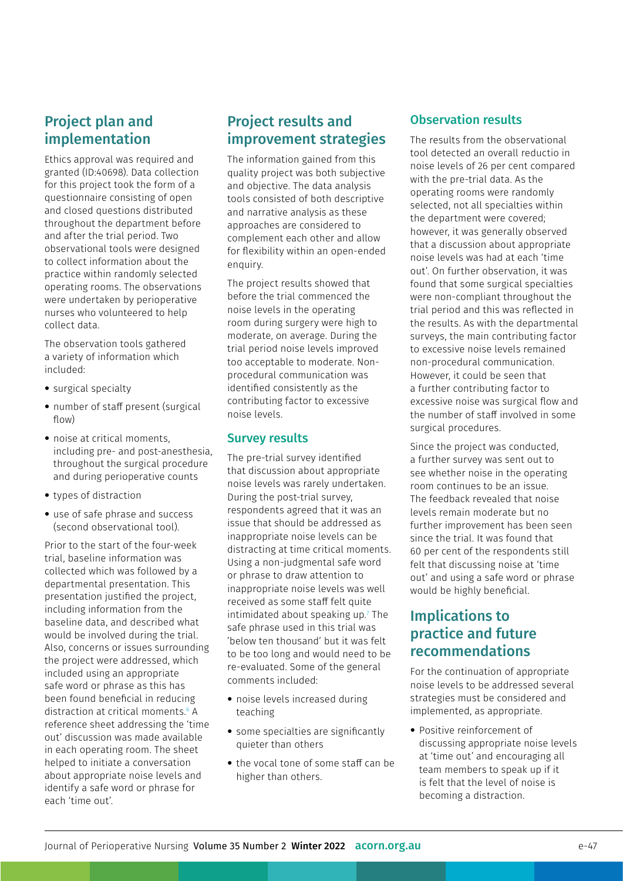## Project plan and implementation

Ethics approval was required and granted (ID:40698). Data collection for this project took the form of a questionnaire consisting of open and closed questions distributed throughout the department before and after the trial period. Two observational tools were designed to collect information about the practice within randomly selected operating rooms. The observations were undertaken by perioperative nurses who volunteered to help collect data.

The observation tools gathered a variety of information which included:

- surgical specialty
- number of staff present (surgical flow)
- noise at critical moments, including pre- and post-anesthesia, throughout the surgical procedure and during perioperative counts
- types of distraction
- use of safe phrase and success (second observational tool).

Prior to the start of the four-week trial, baseline information was collected which was followed by a departmental presentation. This presentation justified the project, including information from the baseline data, and described what would be involved during the trial. Also, concerns or issues surrounding the project were addressed, which included using an appropriate safe word or phrase as this has been found beneficial in reducing distraction at critical moments.[6] A reference sheet addressing the 'time out' discussion was made available in each operating room. The sheet helped to initiate a conversation about appropriate noise levels and identify a safe word or phrase for each 'time out'.

## Project results and improvement strategies

The information gained from this quality project was both subjective and objective. The data analysis tools consisted of both descriptive and narrative analysis as these approaches are considered to complement each other and allow for flexibility within an open-ended enquiry.

The project results showed that before the trial commenced the noise levels in the operating room during surgery were high to moderate, on average. During the trial period noise levels improved too acceptable to moderate. Non-procedural communication was identified consistently as the contributing factor to excessive noise levels.

### Survey results

The pre-trial survey identified that discussion about appropriate noise levels was rarely undertaken. During the post-trial survey, respondents agreed that it was an issue that should be addressed as inappropriate noise levels can be distracting at time critical moments. Using a non-judgmental safe word or phrase to draw attention to inappropriate noise levels was well received as some staff felt quite intimidated about speaking up.[7] The safe phrase used in this trial was 'below ten thousand' but it was felt to be too long and would need to be re-evaluated. Some of the general comments included:

- noise levels increased during teaching
- some specialties are significantly quieter than others
- the vocal tone of some staff can be higher than others.

### Observation results

The results from the observational tool detected an overall reductio in noise levels of 26 per cent compared with the pre-trial data. As the operating rooms were randomly selected, not all specialties within the department were covered; however, it was generally observed that a discussion about appropriate noise levels was had at each 'time out'. On further observation, it was found that some surgical specialties were non-compliant throughout the trial period and this was reflected in the results. As with the departmental surveys, the main contributing factor to excessive noise levels remained non-procedural communication. However, it could be seen that a further contributing factor to excessive noise was surgical flow and the number of staff involved in some surgical procedures.

Since the project was conducted, a further survey was sent out to see whether noise in the operating room continues to be an issue. The feedback revealed that noise levels remain moderate but no further improvement has been seen since the trial. It was found that 60 per cent of the respondents still felt that discussing noise at 'time out' and using a safe word or phrase would be highly beneficial.

## Implications to practice and future recommendations

For the continuation of appropriate noise levels to be addressed several strategies must be considered and implemented, as appropriate.

- Positive reinforcement of discussing appropriate noise levels at 'time out' and encouraging all team members to speak up if it is felt that the level of noise is becoming a distraction.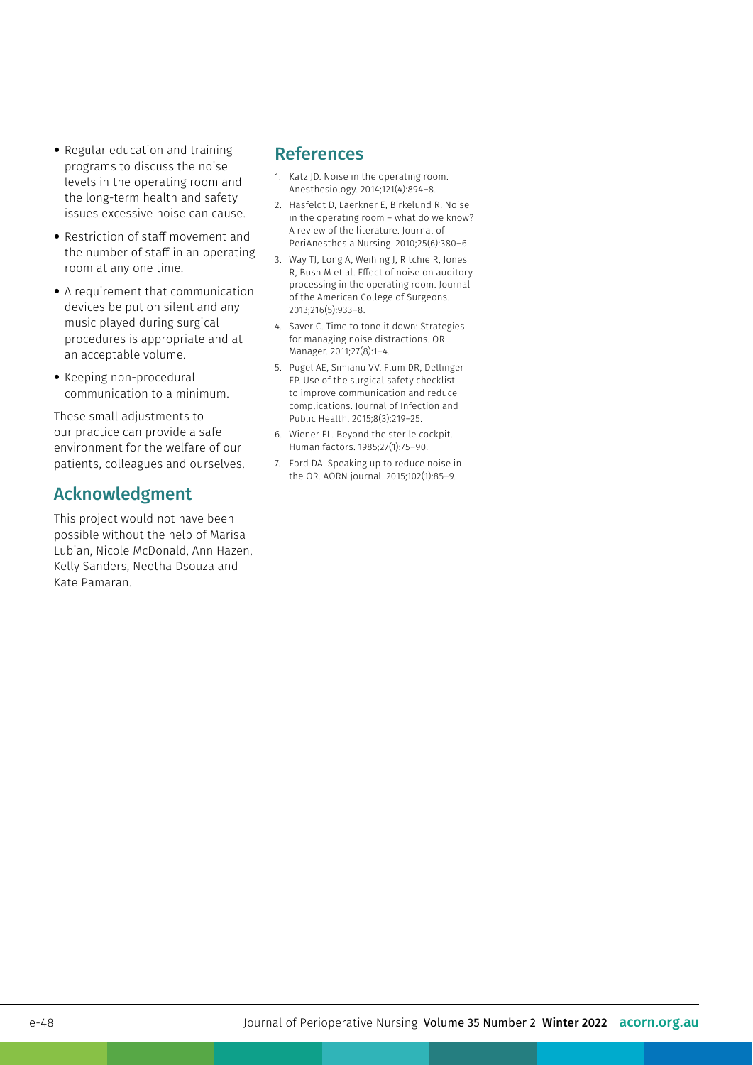- Regular education and training programs to discuss the noise levels in the operating room and the long-term health and safety issues excessive noise can cause.
- Restriction of staff movement and the number of staff in an operating room at any one time.
- A requirement that communication devices be put on silent and any music played during surgical procedures is appropriate and at an acceptable volume.
- Keeping non-procedural communication to a minimum.

These small adjustments to our practice can provide a safe environment for the welfare of our patients, colleagues and ourselves.

## Acknowledgment

This project would not have been possible without the help of Marisa Lubian, Nicole McDonald, Ann Hazen, Kelly Sanders, Neetha Dsouza and Kate Pamaran.

## References

1. Katz JD. Noise in the operating room. Anesthesiology. 2014;121(4):894–8.
2. Hasfeldt D, Laerkner E, Birkelund R. Noise in the operating room – what do we know? A review of the literature. Journal of PeriAnesthesia Nursing. 2010;25(6):380–6.
3. Way TJ, Long A, Weihing J, Ritchie R, Jones R, Bush M et al. Effect of noise on auditory processing in the operating room. Journal of the American College of Surgeons. 2013;216(5):933–8.
4. Saver C. Time to tone it down: Strategies for managing noise distractions. OR Manager. 2011;27(8):1–4.
5. Pugel AE, Simianu VV, Flum DR, Dellinger EP. Use of the surgical safety checklist to improve communication and reduce complications. Journal of Infection and Public Health. 2015;8(3):219–25.
6. Wiener EL. Beyond the sterile cockpit. Human factors. 1985;27(1):75–90.
7. Ford DA. Speaking up to reduce noise in the OR. AORN journal. 2015;102(1):85–9.